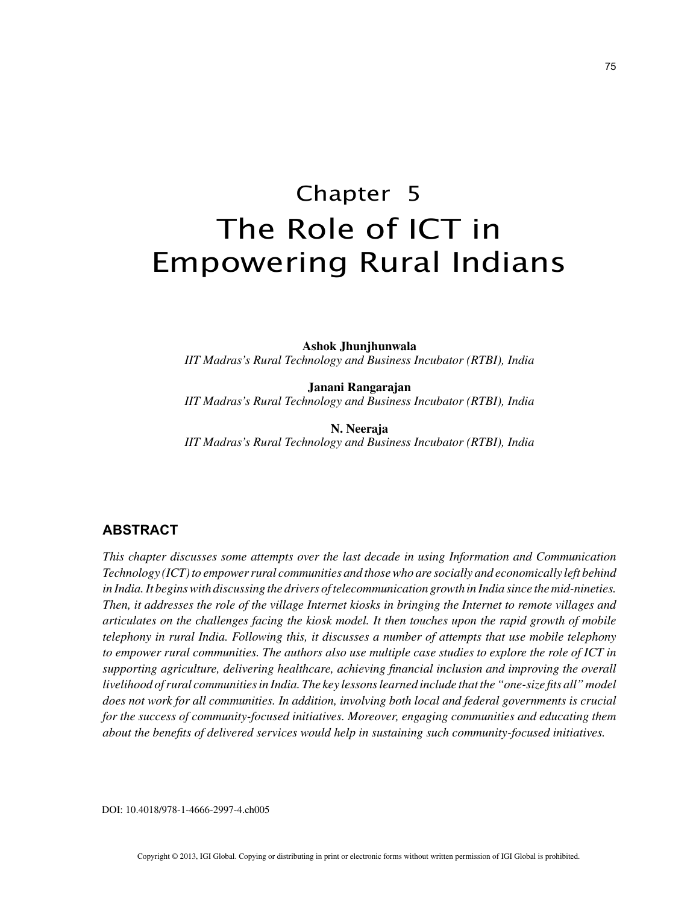# Chapter 5
# The Role of ICT in Empowering Rural Indians

**Ashok Jhunjhunwala**
*IIT Madras's Rural Technology and Business Incubator (RTBI), India*

**Janani Rangarajan**
*IIT Madras's Rural Technology and Business Incubator (RTBI), India*

**N. Neeraja**
*IIT Madras's Rural Technology and Business Incubator (RTBI), India*

## ABSTRACT

*This chapter discusses some attempts over the last decade in using Information and Communication Technology (ICT) to empower rural communities and those who are socially and economically left behind in India. It begins with discussing the drivers of telecommunication growth in India since the mid-nineties. Then, it addresses the role of the village Internet kiosks in bringing the Internet to remote villages and articulates on the challenges facing the kiosk model. It then touches upon the rapid growth of mobile telephony in rural India. Following this, it discusses a number of attempts that use mobile telephony to empower rural communities. The authors also use multiple case studies to explore the role of ICT in supporting agriculture, delivering healthcare, achieving financial inclusion and improving the overall livelihood of rural communities in India. The key lessons learned include that the "one-size fits all" model does not work for all communities. In addition, involving both local and federal governments is crucial for the success of community-focused initiatives. Moreover, engaging communities and educating them about the benefits of delivered services would help in sustaining such community-focused initiatives.*

DOI: 10.4018/978-1-4666-2997-4.ch005

Copyright © 2013, IGI Global. Copying or distributing in print or electronic forms without written permission of IGI Global is prohibited.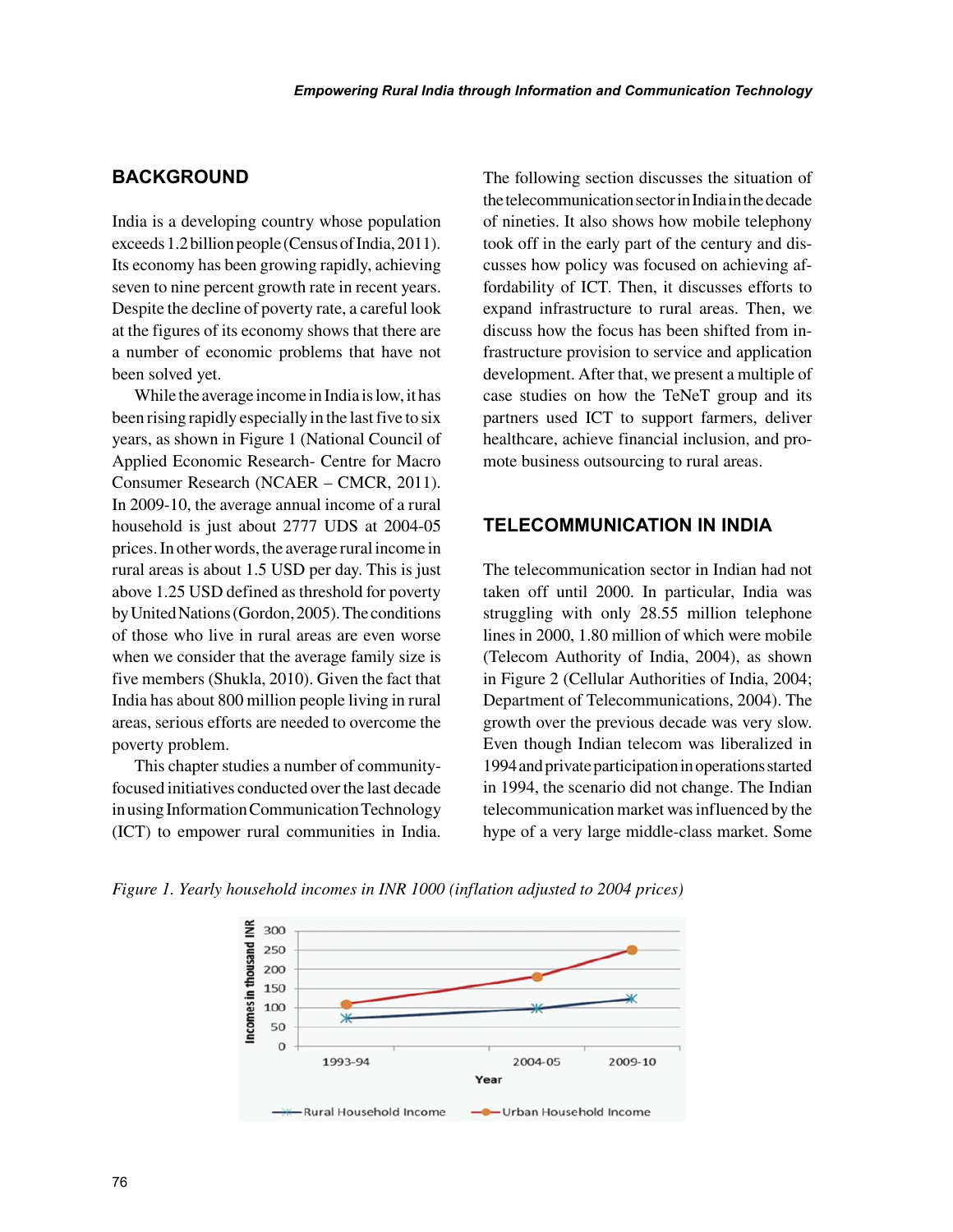## BACKGROUND

India is a developing country whose population exceeds 1.2 billion people (Census of India, 2011). Its economy has been growing rapidly, achieving seven to nine percent growth rate in recent years. Despite the decline of poverty rate, a careful look at the figures of its economy shows that there are a number of economic problems that have not been solved yet.

While the average income in India is low, it has been rising rapidly especially in the last five to six years, as shown in Figure 1 (National Council of Applied Economic Research- Centre for Macro Consumer Research (NCAER – CMCR, 2011). In 2009-10, the average annual income of a rural household is just about 2777 UDS at 2004-05 prices. In other words, the average rural income in rural areas is about 1.5 USD per day. This is just above 1.25 USD defined as threshold for poverty by United Nations (Gordon, 2005). The conditions of those who live in rural areas are even worse when we consider that the average family size is five members (Shukla, 2010). Given the fact that India has about 800 million people living in rural areas, serious efforts are needed to overcome the poverty problem.

This chapter studies a number of community-focused initiatives conducted over the last decade in using Information Communication Technology (ICT) to empower rural communities in India. The following section discusses the situation of the telecommunication sector in India in the decade of nineties. It also shows how mobile telephony took off in the early part of the century and discusses how policy was focused on achieving affordability of ICT. Then, it discusses efforts to expand infrastructure to rural areas. Then, we discuss how the focus has been shifted from infrastructure provision to service and application development. After that, we present a multiple of case studies on how the TeNeT group and its partners used ICT to support farmers, deliver healthcare, achieve financial inclusion, and promote business outsourcing to rural areas.

## TELECOMMUNICATION IN INDIA

The telecommunication sector in Indian had not taken off until 2000. In particular, India was struggling with only 28.55 million telephone lines in 2000, 1.80 million of which were mobile (Telecom Authority of India, 2004), as shown in Figure 2 (Cellular Authorities of India, 2004; Department of Telecommunications, 2004). The growth over the previous decade was very slow. Even though Indian telecom was liberalized in 1994 and private participation in operations started in 1994, the scenario did not change. The Indian telecommunication market was influenced by the hype of a very large middle-class market. Some

*Figure 1. Yearly household incomes in INR 1000 (inflation adjusted to 2004 prices)*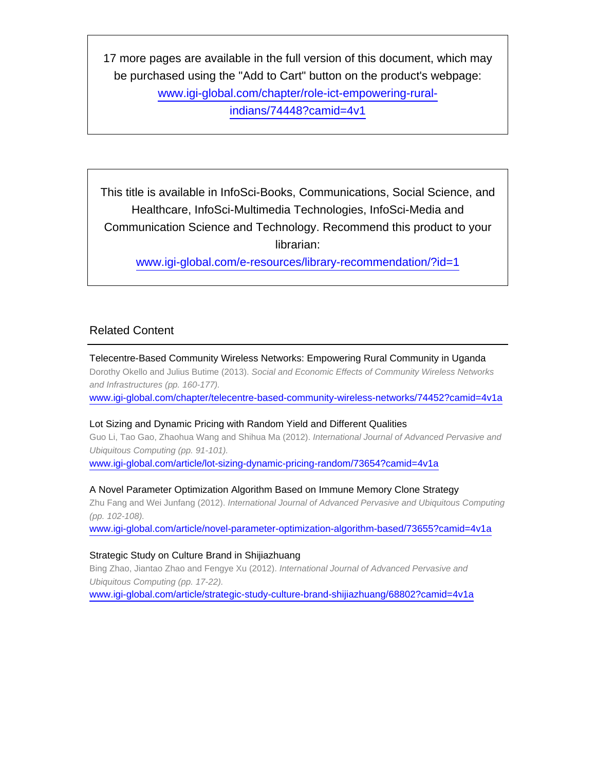17 more pages are available in the full version of this document, which may be purchased using the "Add to Cart" button on the product's webpage:
www.igi-global.com/chapter/role-ict-empowering-rural-indians/74448?camid=4v1

This title is available in InfoSci-Books, Communications, Social Science, and Healthcare, InfoSci-Multimedia Technologies, InfoSci-Media and Communication Science and Technology. Recommend this product to your librarian:
www.igi-global.com/e-resources/library-recommendation/?id=1

## Related Content

Telecentre-Based Community Wireless Networks: Empowering Rural Community in Uganda
Dorothy Okello and Julius Butime (2013). *Social and Economic Effects of Community Wireless Networks and Infrastructures (pp. 160-177).*
www.igi-global.com/chapter/telecentre-based-community-wireless-networks/74452?camid=4v1a

Lot Sizing and Dynamic Pricing with Random Yield and Different Qualities
Guo Li, Tao Gao, Zhaohua Wang and Shihua Ma (2012). *International Journal of Advanced Pervasive and Ubiquitous Computing (pp. 91-101).*
www.igi-global.com/article/lot-sizing-dynamic-pricing-random/73654?camid=4v1a

A Novel Parameter Optimization Algorithm Based on Immune Memory Clone Strategy
Zhu Fang and Wei Junfang (2012). *International Journal of Advanced Pervasive and Ubiquitous Computing (pp. 102-108).*
www.igi-global.com/article/novel-parameter-optimization-algorithm-based/73655?camid=4v1a

Strategic Study on Culture Brand in Shijiazhuang
Bing Zhao, Jiantao Zhao and Fengye Xu (2012). *International Journal of Advanced Pervasive and Ubiquitous Computing (pp. 17-22).*
www.igi-global.com/article/strategic-study-culture-brand-shijiazhuang/68802?camid=4v1a